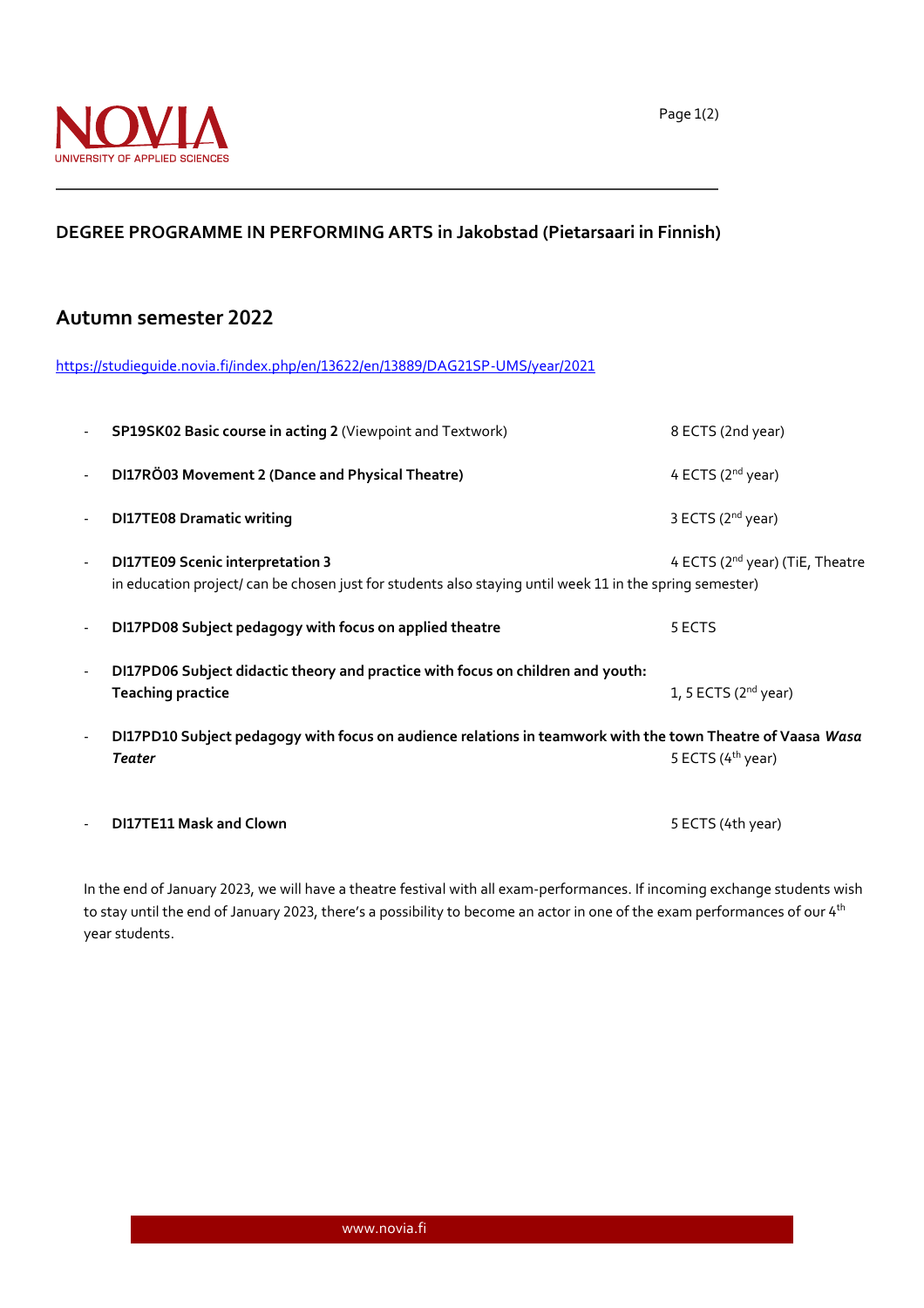NOVIA
UNIVERSITY OF APPLIED SCIENCES

## DEGREE PROGRAMME IN PERFORMING ARTS in Jakobstad (Pietarsaari in Finnish)

# Autumn semester 2022

https://studieguide.novia.fi/index.php/en/13622/en/13889/DAG21SP-UMS/year/2021

- **SP19SK02 Basic course in acting 2** (Viewpoint and Textwork) 8 ECTS (2nd year)
- **DI17RÖ03 Movement 2 (Dance and Physical Theatre)** 4 ECTS (2nd year)
- **DI17TE08 Dramatic writing** 3 ECTS (2nd year)
- **DI17TE09 Scenic interpretation 3** 4 ECTS (2nd year) (TiE, Theatre in education project/ can be chosen just for students also staying until week 11 in the spring semester)
- **DI17PD08 Subject pedagogy with focus on applied theatre** 5 ECTS
- **DI17PD06 Subject didactic theory and practice with focus on children and youth: Teaching practice** 1, 5 ECTS (2nd year)
- **DI17PD10 Subject pedagogy with focus on audience relations in teamwork with the town Theatre of Vaasa *Wasa Teater*** 5 ECTS (4th year)
- **DI17TE11 Mask and Clown** 5 ECTS (4th year)

In the end of January 2023, we will have a theatre festival with all exam-performances. If incoming exchange students wish to stay until the end of January 2023, there's a possibility to become an actor in one of the exam performances of our 4th year students.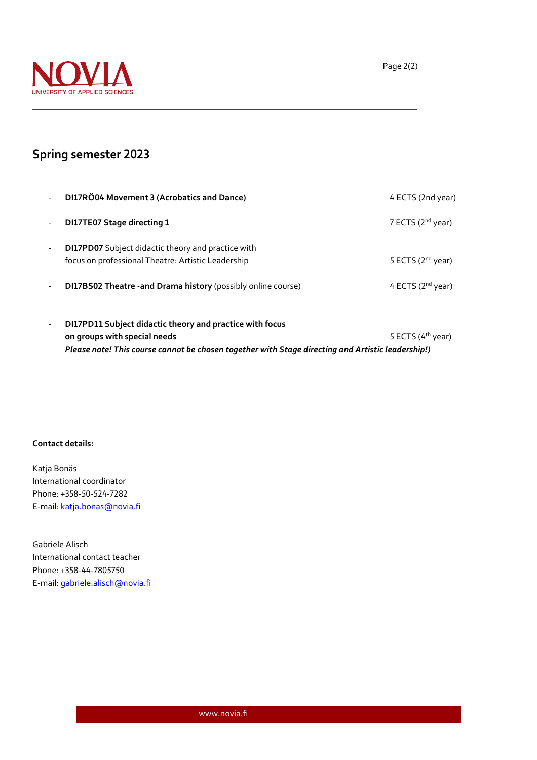## Spring semester 2023

- **DI17RÖ04 Movement 3 (Acrobatics and Dance)** 4 ECTS (2nd year)
- **DI17TE07 Stage directing 1** 7 ECTS (2nd year)
- **DI17PD07** Subject didactic theory and practice with focus on professional Theatre: Artistic Leadership 5 ECTS (2nd year)
- **DI17BS02 Theatre -and Drama history** (possibly online course) 4 ECTS (2nd year)
- **DI17PD11 Subject didactic theory and practice with focus on groups with special needs** 5 ECTS (4th year)
  ***Please note! This course cannot be chosen together with Stage directing and Artistic leadership!)***

**Contact details:**

Katja Bonäs
International coordinator
Phone: +358-50-524-7282
E-mail: katja.bonas@novia.fi

Gabriele Alisch
International contact teacher
Phone: +358-44-7805750
E-mail: gabriele.alisch@novia.fi